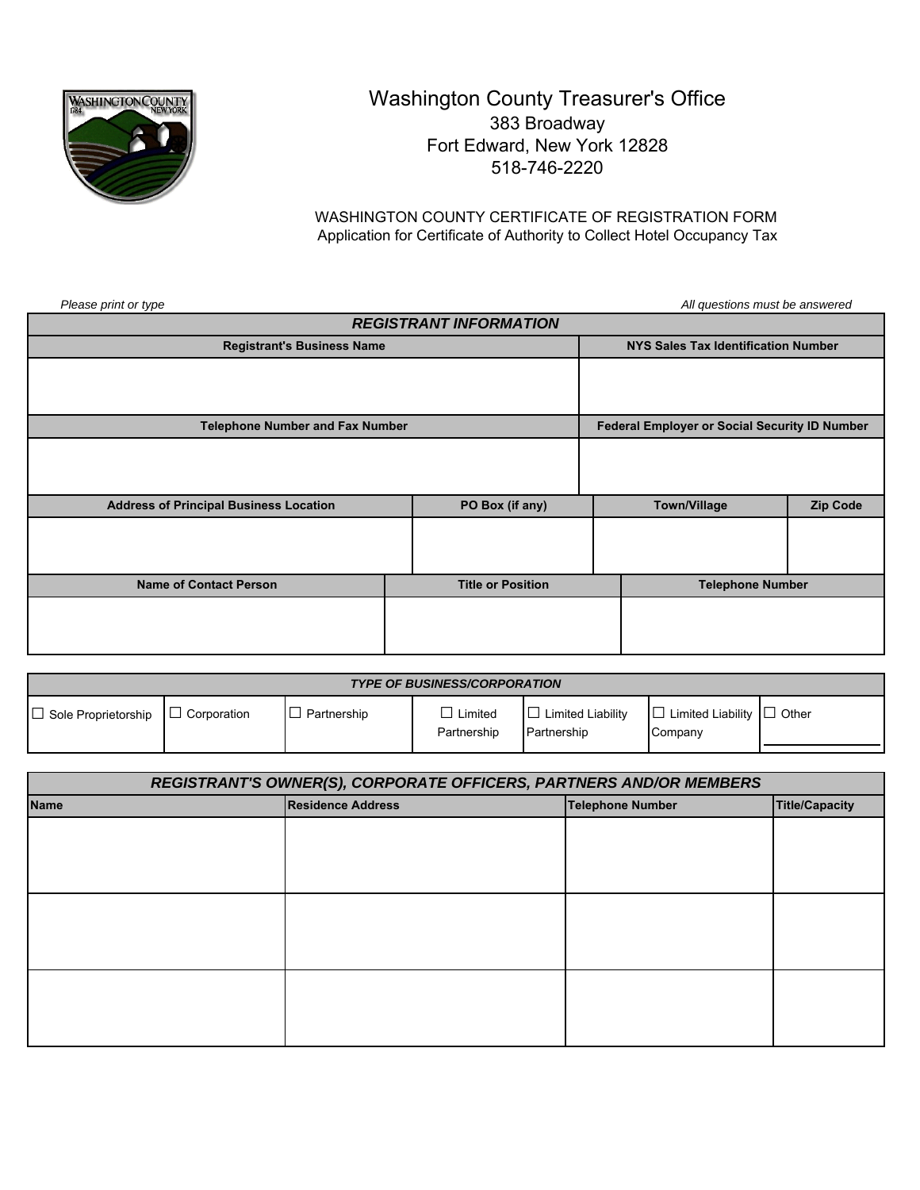# Washington County Treasurer's Office

383 Broadway
Fort Edward, New York 12828
518-746-2220

WASHINGTON COUNTY CERTIFICATE OF REGISTRATION FORM
Application for Certificate of Authority to Collect Hotel Occupancy Tax

*Please print or type* | *All questions must be answered*

| ***REGISTRANT INFORMATION*** | |
|---|---|
| **Registrant's Business Name** | **NYS Sales Tax Identification Number** |
| | |
| **Telephone Number and Fax Number** | **Federal Employer or Social Security ID Number** |
| | |

| **Address of Principal Business Location** | **PO Box (if any)** | **Town/Village** | **Zip Code** |
|---|---|---|---|
| | | | |

| **Name of Contact Person** | **Title or Position** | **Telephone Number** |
|---|---|---|
| | | |

| ***TYPE OF BUSINESS/CORPORATION*** | | | | | | |
|---|---|---|---|---|---|---|
| ☐ Sole Proprietorship | ☐ Corporation | ☐ Partnership | ☐ Limited Partnership | ☐ Limited Liability Partnership | ☐ Limited Liability Company | ☐ Other ________ |

| ***REGISTRANT'S OWNER(S), CORPORATE OFFICERS, PARTNERS AND/OR MEMBERS*** | | | |
|---|---|---|---|
| **Name** | **Residence Address** | **Telephone Number** | **Title/Capacity** |
| | | | |
| | | | |
| | | | |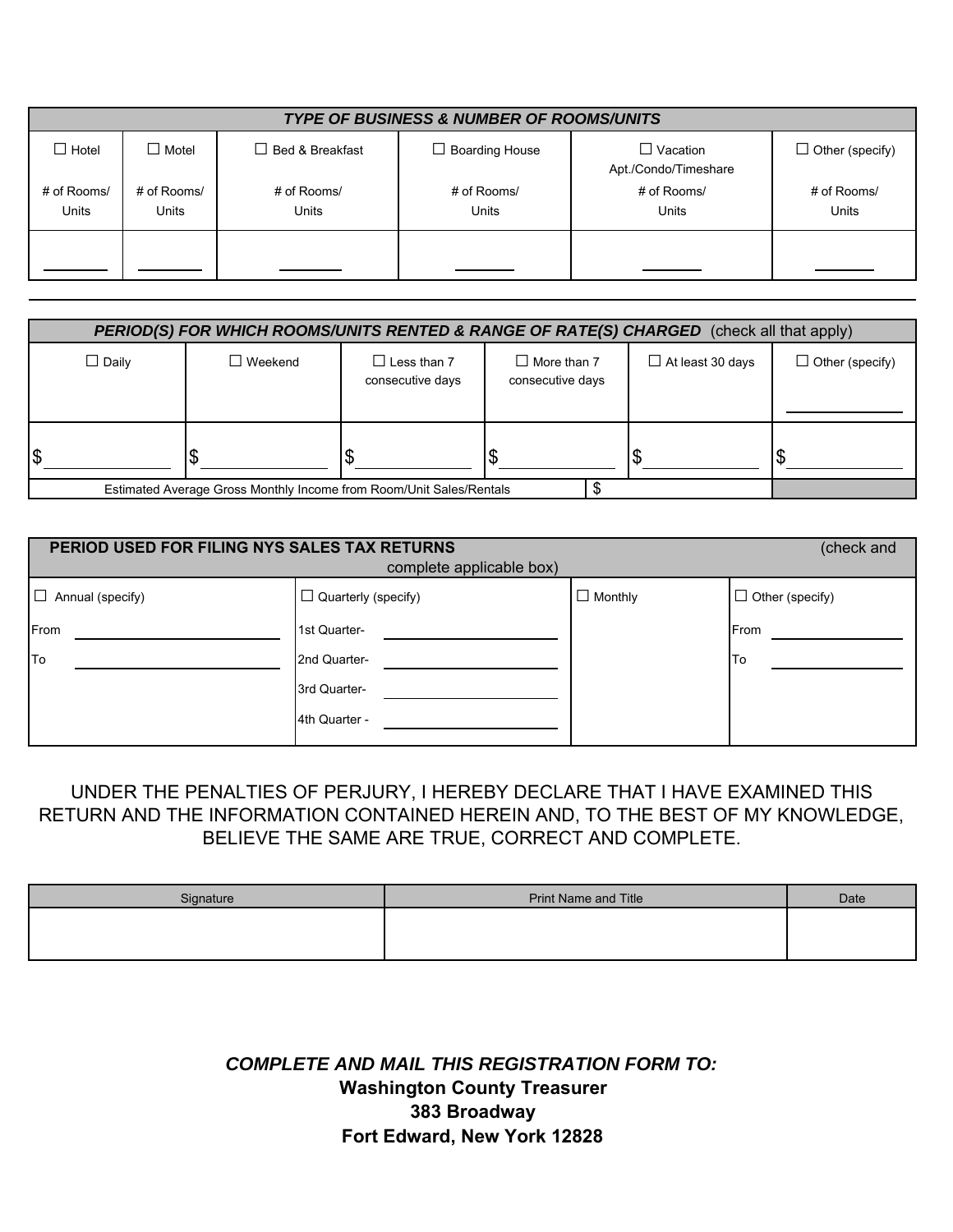| TYPE OF BUSINESS & NUMBER OF ROOMS/UNITS | | | | | |
|---|---|---|---|---|---|
| ☐ Hotel | ☐ Motel | ☐ Bed & Breakfast | ☐ Boarding House | ☐ Vacation Apt./Condo/Timeshare | ☐ Other (specify) |
| # of Rooms/ Units | # of Rooms/ Units | # of Rooms/ Units | # of Rooms/ Units | # of Rooms/ Units | # of Rooms/ Units |
| ________ | ________ | ________ | ________ | ________ | ________ |

| PERIOD(S) FOR WHICH ROOMS/UNITS RENTED & RANGE OF RATE(S) CHARGED (check all that apply) | | | | | |
|---|---|---|---|---|---|
| ☐ Daily | ☐ Weekend | ☐ Less than 7 consecutive days | ☐ More than 7 consecutive days | ☐ At least 30 days | ☐ Other (specify) ________ |
| $ ________ | $ ________ | $ ________ | $ ________ | $ ________ | $ ________ |
| Estimated Average Gross Monthly Income from Room/Unit Sales/Rentals | | | $ | | |

| PERIOD USED FOR FILING NYS SALES TAX RETURNS (check and complete applicable box) | | | |
|---|---|---|---|
| ☐ Annual (specify) | ☐ Quarterly (specify) | ☐ Monthly | ☐ Other (specify) |
| From ________ | 1st Quarter- ________ | | From ________ |
| To ________ | 2nd Quarter- ________ | | To ________ |
| | 3rd Quarter- ________ | | |
| | 4th Quarter - ________ | | |

UNDER THE PENALTIES OF PERJURY, I HEREBY DECLARE THAT I HAVE EXAMINED THIS RETURN AND THE INFORMATION CONTAINED HEREIN AND, TO THE BEST OF MY KNOWLEDGE, BELIEVE THE SAME ARE TRUE, CORRECT AND COMPLETE.

| Signature | Print Name and Title | Date |
|---|---|---|
| | | |

***COMPLETE AND MAIL THIS REGISTRATION FORM TO:***

**Washington County Treasurer**
**383 Broadway**
**Fort Edward, New York 12828**